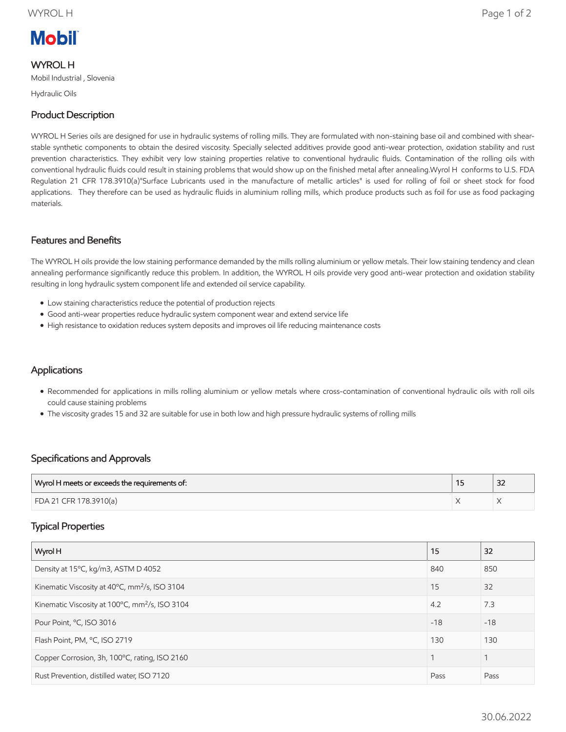Mobil

# WYROL H

Mobil Industrial , Slovenia

Hydraulic Oils

## Product Description

WYROL H Series oils are designed for use in hydraulic systems of rolling mills. They are formulated with non-staining base oil and combined with shear-stable synthetic components to obtain the desired viscosity. Specially selected additives provide good anti-wear protection, oxidation stability and rust prevention characteristics. They exhibit very low staining properties relative to conventional hydraulic fluids. Contamination of the rolling oils with conventional hydraulic fluids could result in staining problems that would show up on the finished metal after annealing.Wyrol H conforms to U.S. FDA Regulation 21 CFR 178.3910(a)"Surface Lubricants used in the manufacture of metallic articles" is used for rolling of foil or sheet stock for food applications. They therefore can be used as hydraulic fluids in aluminium rolling mills, which produce products such as foil for use as food packaging materials.

## Features and Benefits

The WYROL H oils provide the low staining performance demanded by the mills rolling aluminium or yellow metals. Their low staining tendency and clean annealing performance significantly reduce this problem. In addition, the WYROL H oils provide very good anti-wear protection and oxidation stability resulting in long hydraulic system component life and extended oil service capability.

- Low staining characteristics reduce the potential of production rejects
- Good anti-wear properties reduce hydraulic system component wear and extend service life
- High resistance to oxidation reduces system deposits and improves oil life reducing maintenance costs

## Applications

- Recommended for applications in mills rolling aluminium or yellow metals where cross-contamination of conventional hydraulic oils with roll oils could cause staining problems
- The viscosity grades 15 and 32 are suitable for use in both low and high pressure hydraulic systems of rolling mills

## Specifications and Approvals

| Wyrol H meets or exceeds the requirements of: | 15 | 32 |
|---|---|---|
| FDA 21 CFR 178.3910(a) | X | X |

## Typical Properties

| Wyrol H | 15 | 32 |
|---|---|---|
| Density at 15ºC, kg/m3, ASTM D 4052 | 840 | 850 |
| Kinematic Viscosity at 40ºC, $mm^2/s$, ISO 3104 | 15 | 32 |
| Kinematic Viscosity at 100ºC, $mm^2/s$, ISO 3104 | 4.2 | 7.3 |
| Pour Point, ºC, ISO 3016 | -18 | -18 |
| Flash Point, PM, ºC, ISO 2719 | 130 | 130 |
| Copper Corrosion, 3h, 100ºC, rating, ISO 2160 | 1 | 1 |
| Rust Prevention, distilled water, ISO 7120 | Pass | Pass |

30.06.2022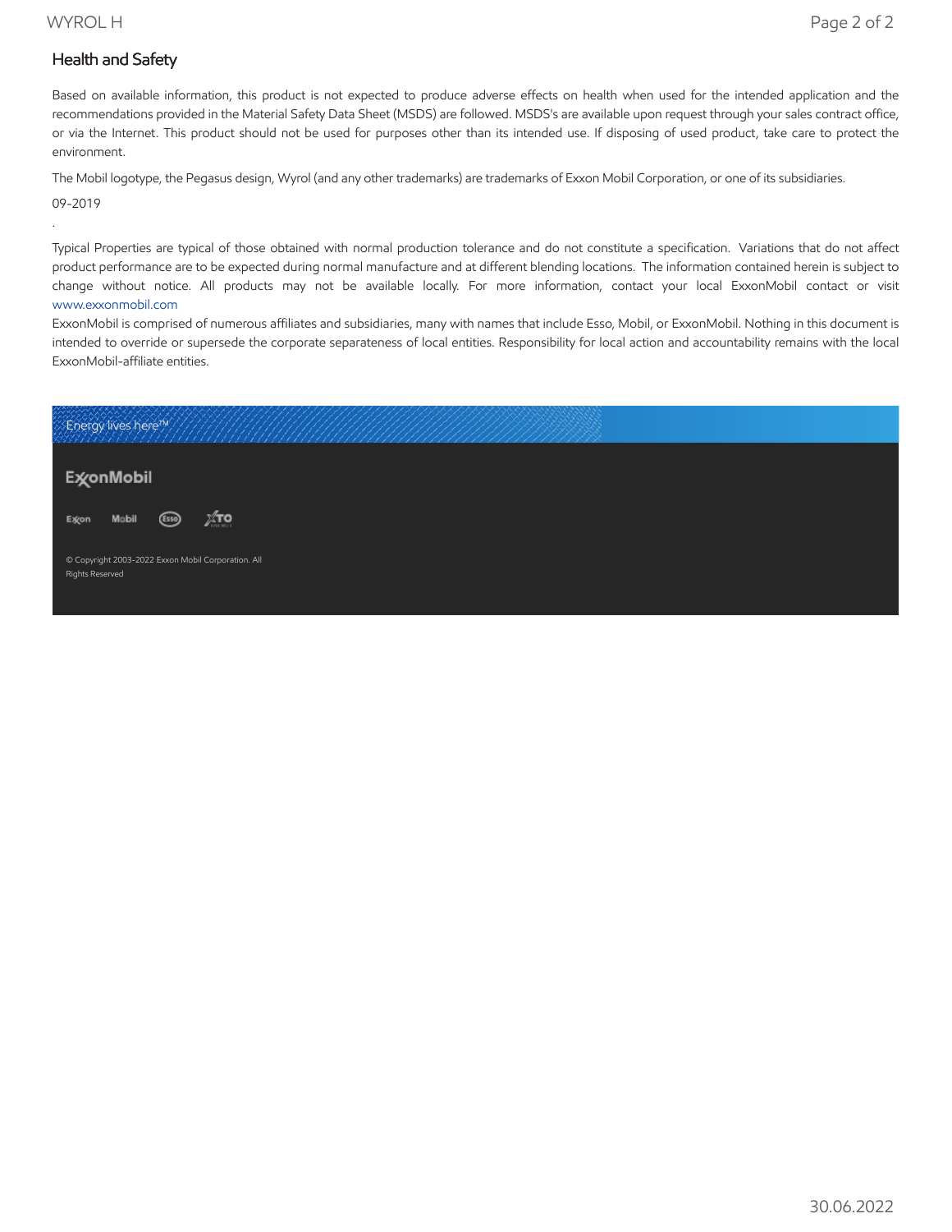## Health and Safety

Based on available information, this product is not expected to produce adverse effects on health when used for the intended application and the recommendations provided in the Material Safety Data Sheet (MSDS) are followed. MSDS's are available upon request through your sales contract office, or via the Internet. This product should not be used for purposes other than its intended use. If disposing of used product, take care to protect the environment.

The Mobil logotype, the Pegasus design, Wyrol (and any other trademarks) are trademarks of Exxon Mobil Corporation, or one of its subsidiaries.

09-2019

.

Typical Properties are typical of those obtained with normal production tolerance and do not constitute a specification. Variations that do not affect product performance are to be expected during normal manufacture and at different blending locations. The information contained herein is subject to change without notice. All products may not be available locally. For more information, contact your local ExxonMobil contact or visit www.exxonmobil.com

ExxonMobil is comprised of numerous affiliates and subsidiaries, many with names that include Esso, Mobil, or ExxonMobil. Nothing in this document is intended to override or supersede the corporate separateness of local entities. Responsibility for local action and accountability remains with the local ExxonMobil-affiliate entities.

Energy lives here™

ExxonMobil

Exxon Mobil Esso XTO

© Copyright 2003-2022 Exxon Mobil Corporation. All Rights Reserved

30.06.2022